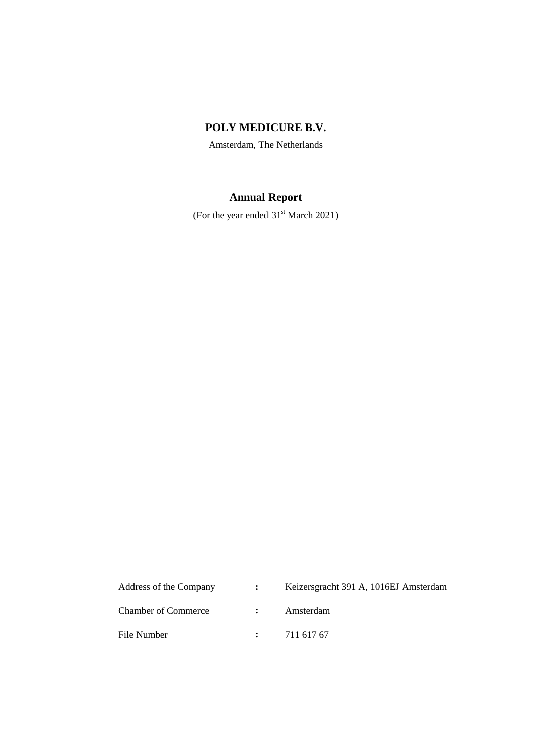# POLY MEDICURE B.V.

Amsterdam, The Netherlands

## Annual Report

(For the year ended 31st March 2021)

| | | |
|---|---|---|
| Address of the Company | : | Keizersgracht 391 A, 1016EJ Amsterdam |
| Chamber of Commerce | : | Amsterdam |
| File Number | : | 711 617 67 |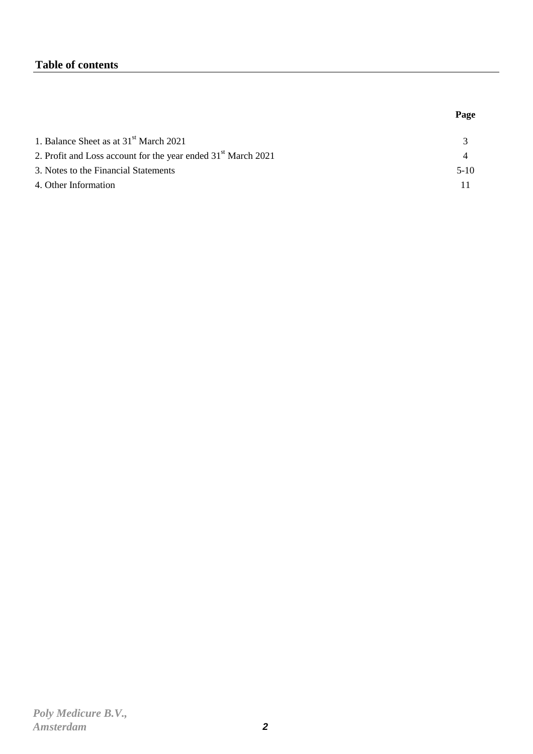## Table of contents

| | Page |
|---|---|
| 1. Balance Sheet as at 31st March 2021 | 3 |
| 2. Profit and Loss account for the year ended 31st March 2021 | 4 |
| 3. Notes to the Financial Statements | 5-10 |
| 4. Other Information | 11 |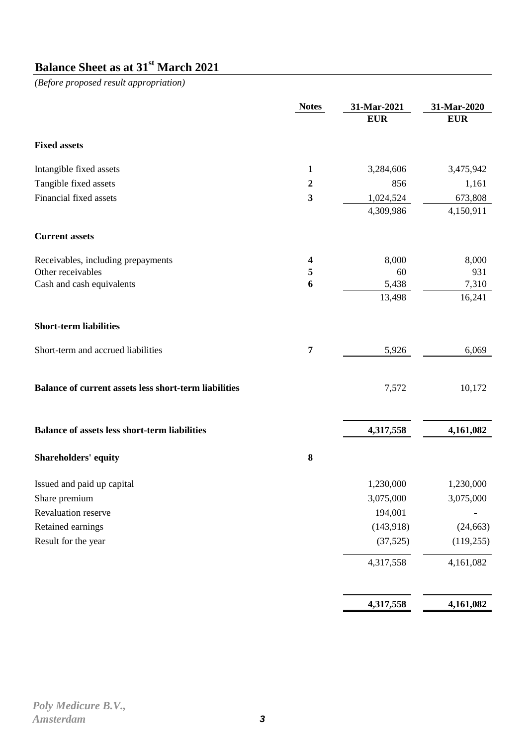# Balance Sheet as at 31st March 2021

*(Before proposed result appropriation)*

| | Notes | 31-Mar-2021 | 31-Mar-2020 |
|---|---|---|---|
| | | **EUR** | **EUR** |
| **Fixed assets** | | | |
| Intangible fixed assets | **1** | 3,284,606 | 3,475,942 |
| Tangible fixed assets | **2** | 856 | 1,161 |
| Financial fixed assets | **3** | 1,024,524 | 673,808 |
| | | 4,309,986 | 4,150,911 |
| **Current assets** | | | |
| Receivables, including prepayments | **4** | 8,000 | 8,000 |
| Other receivables | **5** | 60 | 931 |
| Cash and cash equivalents | **6** | 5,438 | 7,310 |
| | | 13,498 | 16,241 |
| **Short-term liabilities** | | | |
| Short-term and accrued liabilities | **7** | 5,926 | 6,069 |
| **Balance of current assets less short-term liabilities** | | 7,572 | 10,172 |
| **Balance of assets less short-term liabilities** | | **4,317,558** | **4,161,082** |
| **Shareholders' equity** | **8** | | |
| Issued and paid up capital | | 1,230,000 | 1,230,000 |
| Share premium | | 3,075,000 | 3,075,000 |
| Revaluation reserve | | 194,001 | - |
| Retained earnings | | (143,918) | (24,663) |
| Result for the year | | (37,525) | (119,255) |
| | | 4,317,558 | 4,161,082 |
| | | **4,317,558** | **4,161,082** |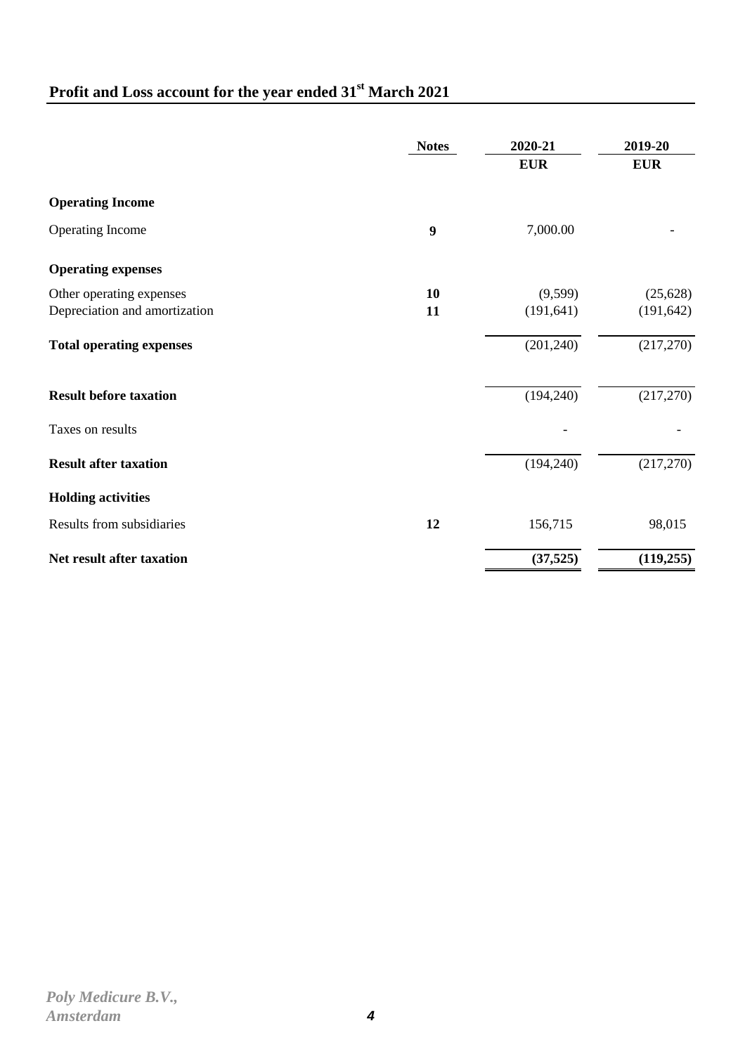## Profit and Loss account for the year ended 31st March 2021

| | Notes | 2020-21 | 2019-20 |
|---|---|---|---|
| | | EUR | EUR |
| **Operating Income** | | | |
| Operating Income | 9 | 7,000.00 | - |
| **Operating expenses** | | | |
| Other operating expenses | 10 | (9,599) | (25,628) |
| Depreciation and amortization | 11 | (191,641) | (191,642) |
| **Total operating expenses** | | (201,240) | (217,270) |
| **Result before taxation** | | (194,240) | (217,270) |
| Taxes on results | | - | - |
| **Result after taxation** | | (194,240) | (217,270) |
| **Holding activities** | | | |
| Results from subsidiaries | 12 | 156,715 | 98,015 |
| **Net result after taxation** | | **(37,525)** | **(119,255)** |

*Poly Medicure B.V.,*
*Amsterdam*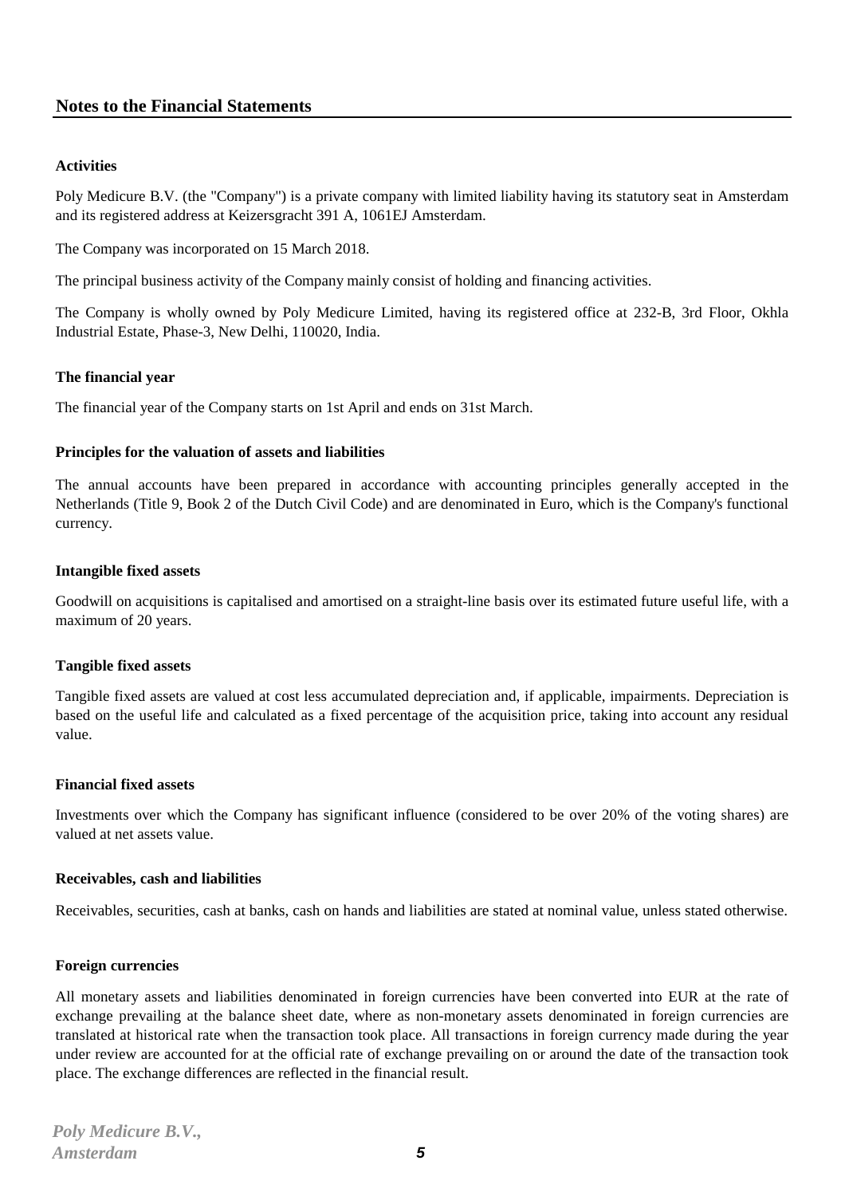## Notes to the Financial Statements

### Activities

Poly Medicure B.V. (the "Company") is a private company with limited liability having its statutory seat in Amsterdam and its registered address at Keizersgracht 391 A, 1061EJ Amsterdam.

The Company was incorporated on 15 March 2018.

The principal business activity of the Company mainly consist of holding and financing activities.

The Company is wholly owned by Poly Medicure Limited, having its registered office at 232-B, 3rd Floor, Okhla Industrial Estate, Phase-3, New Delhi, 110020, India.

### The financial year

The financial year of the Company starts on 1st April and ends on 31st March.

### Principles for the valuation of assets and liabilities

The annual accounts have been prepared in accordance with accounting principles generally accepted in the Netherlands (Title 9, Book 2 of the Dutch Civil Code) and are denominated in Euro, which is the Company's functional currency.

### Intangible fixed assets

Goodwill on acquisitions is capitalised and amortised on a straight-line basis over its estimated future useful life, with a maximum of 20 years.

### Tangible fixed assets

Tangible fixed assets are valued at cost less accumulated depreciation and, if applicable, impairments. Depreciation is based on the useful life and calculated as a fixed percentage of the acquisition price, taking into account any residual value.

### Financial fixed assets

Investments over which the Company has significant influence (considered to be over 20% of the voting shares) are valued at net assets value.

### Receivables, cash and liabilities

Receivables, securities, cash at banks, cash on hands and liabilities are stated at nominal value, unless stated otherwise.

### Foreign currencies

All monetary assets and liabilities denominated in foreign currencies have been converted into EUR at the rate of exchange prevailing at the balance sheet date, where as non-monetary assets denominated in foreign currencies are translated at historical rate when the transaction took place. All transactions in foreign currency made during the year under review are accounted for at the official rate of exchange prevailing on or around the date of the transaction took place. The exchange differences are reflected in the financial result.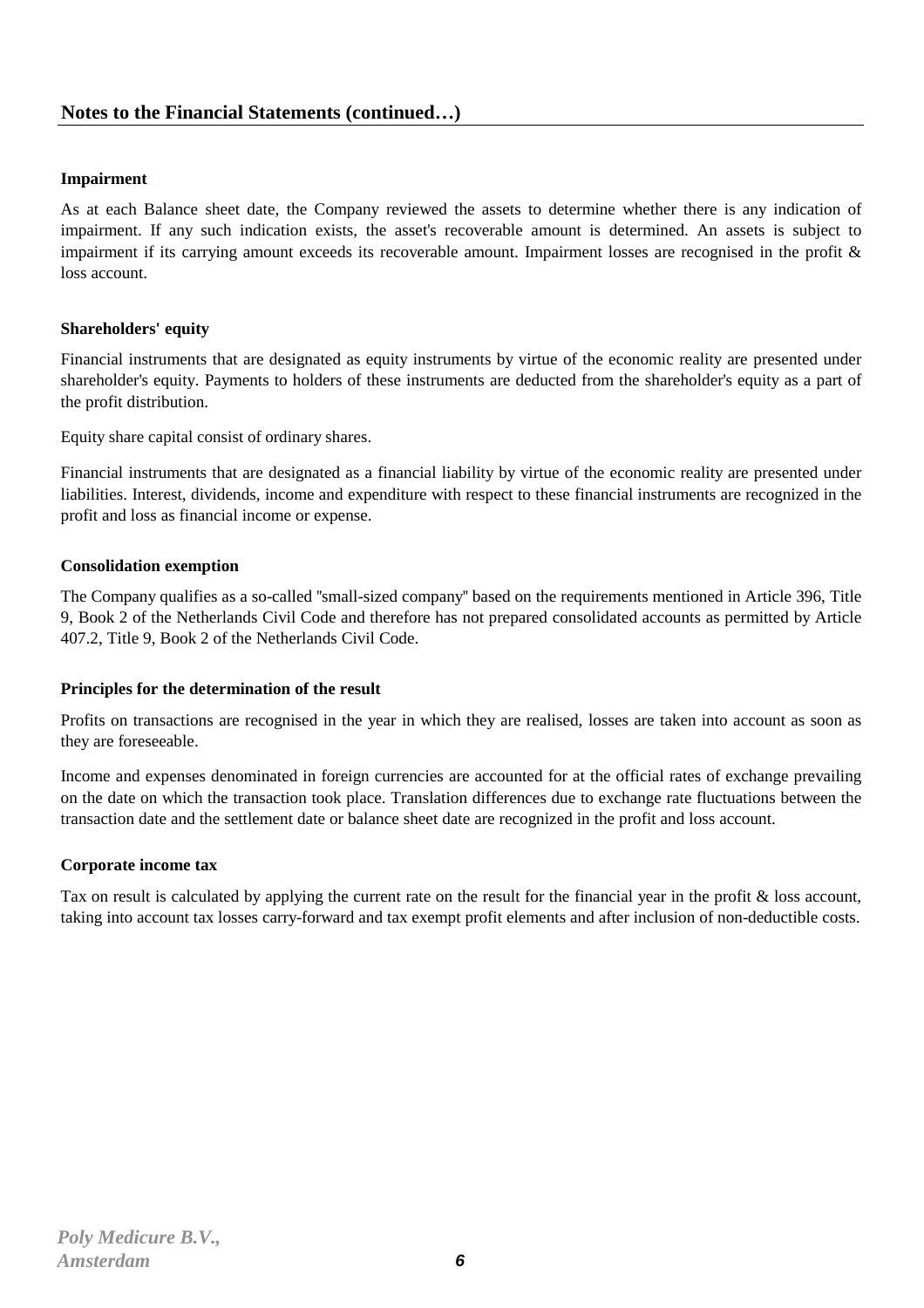## Notes to the Financial Statements (continued…)

**Impairment**

As at each Balance sheet date, the Company reviewed the assets to determine whether there is any indication of impairment. If any such indication exists, the asset's recoverable amount is determined. An assets is subject to impairment if its carrying amount exceeds its recoverable amount. Impairment losses are recognised in the profit & loss account.

**Shareholders' equity**

Financial instruments that are designated as equity instruments by virtue of the economic reality are presented under shareholder's equity. Payments to holders of these instruments are deducted from the shareholder's equity as a part of the profit distribution.

Equity share capital consist of ordinary shares.

Financial instruments that are designated as a financial liability by virtue of the economic reality are presented under liabilities. Interest, dividends, income and expenditure with respect to these financial instruments are recognized in the profit and loss as financial income or expense.

**Consolidation exemption**

The Company qualifies as a so-called "small-sized company" based on the requirements mentioned in Article 396, Title 9, Book 2 of the Netherlands Civil Code and therefore has not prepared consolidated accounts as permitted by Article 407.2, Title 9, Book 2 of the Netherlands Civil Code.

**Principles for the determination of the result**

Profits on transactions are recognised in the year in which they are realised, losses are taken into account as soon as they are foreseeable.

Income and expenses denominated in foreign currencies are accounted for at the official rates of exchange prevailing on the date on which the transaction took place. Translation differences due to exchange rate fluctuations between the transaction date and the settlement date or balance sheet date are recognized in the profit and loss account.

**Corporate income tax**

Tax on result is calculated by applying the current rate on the result for the financial year in the profit & loss account, taking into account tax losses carry-forward and tax exempt profit elements and after inclusion of non-deductible costs.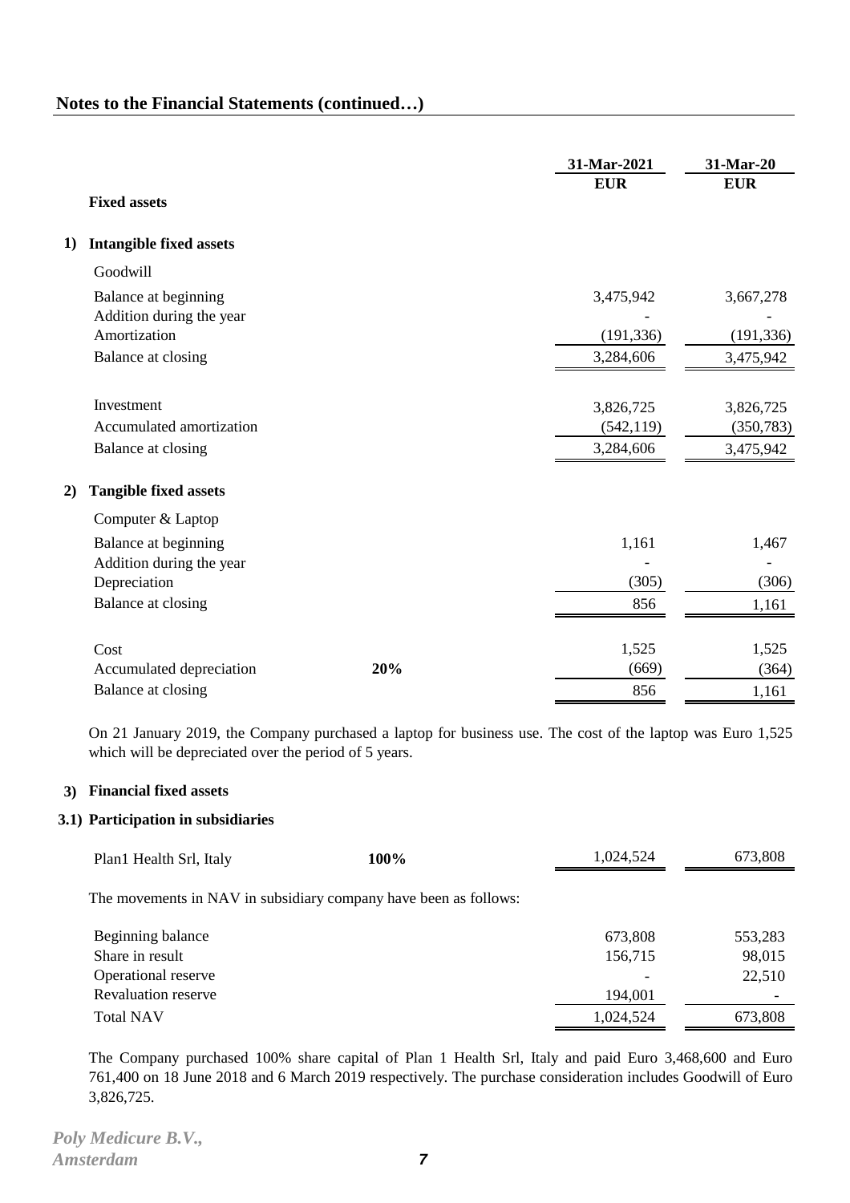## Notes to the Financial Statements (continued…)

| | | 31-Mar-2021 | 31-Mar-20 |
|---|---|---|---|
| | | **EUR** | **EUR** |
| **Fixed assets** | | | |
| **1) Intangible fixed assets** | | | |
| Goodwill | | | |
| Balance at beginning | | 3,475,942 | 3,667,278 |
| Addition during the year | | - | - |
| Amortization | | (191,336) | (191,336) |
| Balance at closing | | 3,284,606 | 3,475,942 |
| | | | |
| Investment | | 3,826,725 | 3,826,725 |
| Accumulated amortization | | (542,119) | (350,783) |
| Balance at closing | | 3,284,606 | 3,475,942 |
| **2) Tangible fixed assets** | | | |
| Computer & Laptop | | | |
| Balance at beginning | | 1,161 | 1,467 |
| Addition during the year | | - | - |
| Depreciation | | (305) | (306) |
| Balance at closing | | 856 | 1,161 |
| | | | |
| Cost | | 1,525 | 1,525 |
| Accumulated depreciation | **20%** | (669) | (364) |
| Balance at closing | | 856 | 1,161 |

On 21 January 2019, the Company purchased a laptop for business use. The cost of the laptop was Euro 1,525 which will be depreciated over the period of 5 years.

**3) Financial fixed assets**

**3.1) Participation in subsidiaries**

| | | 31-Mar-2021 | 31-Mar-20 |
|---|---|---|---|
| Plan1 Health Srl, Italy | **100%** | 1,024,524 | 673,808 |

The movements in NAV in subsidiary company have been as follows:

| | 31-Mar-2021 | 31-Mar-20 |
|---|---|---|
| Beginning balance | 673,808 | 553,283 |
| Share in result | 156,715 | 98,015 |
| Operational reserve | - | 22,510 |
| Revaluation reserve | 194,001 | - |
| Total NAV | 1,024,524 | 673,808 |

The Company purchased 100% share capital of Plan 1 Health Srl, Italy and paid Euro 3,468,600 and Euro 761,400 on 18 June 2018 and 6 March 2019 respectively. The purchase consideration includes Goodwill of Euro 3,826,725.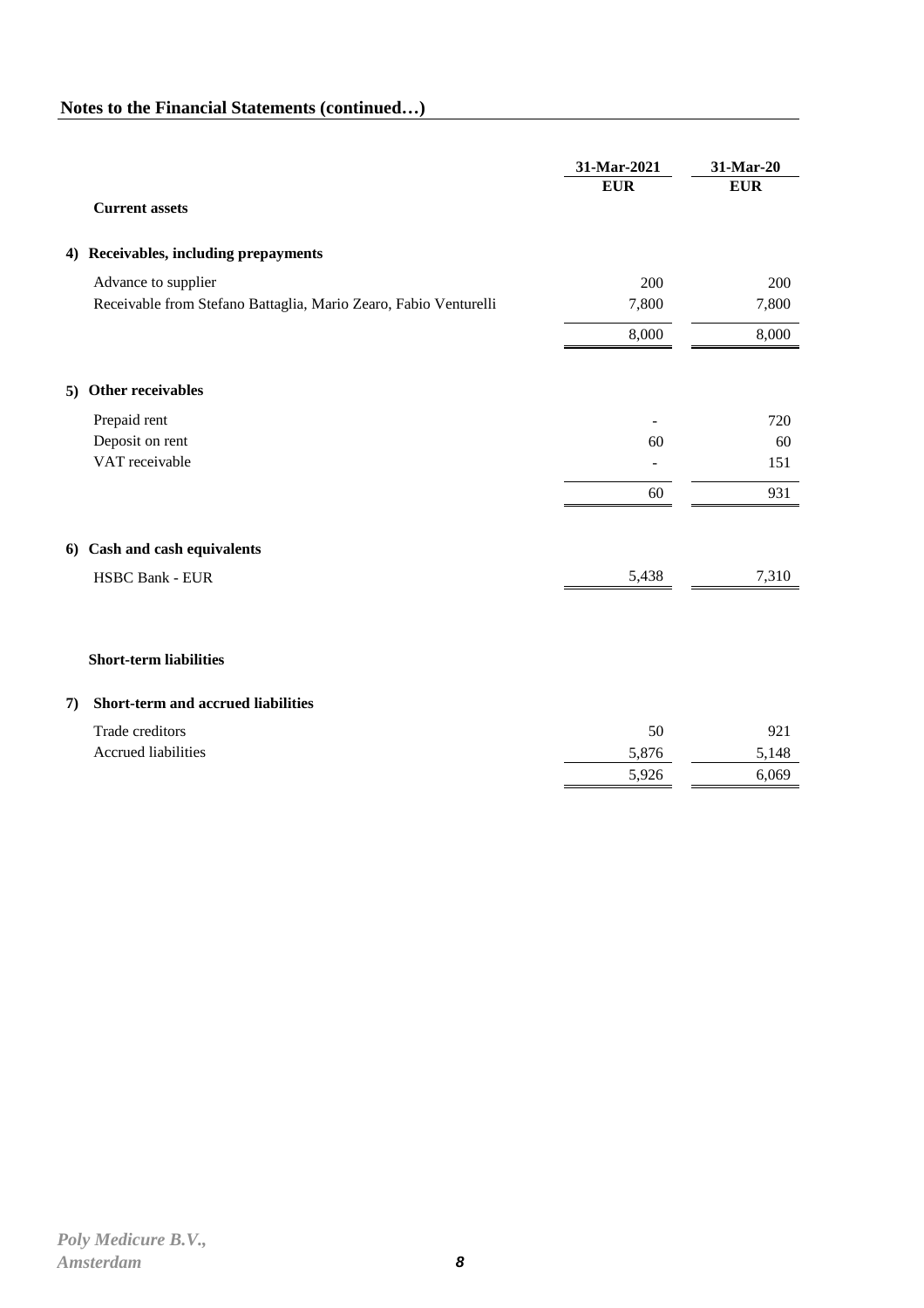## Notes to the Financial Statements (continued…)

| | 31-Mar-2021 | 31-Mar-20 |
|---|---|---|
| | **EUR** | **EUR** |
| **Current assets** | | |
| **4) Receivables, including prepayments** | | |
| Advance to supplier | 200 | 200 |
| Receivable from Stefano Battaglia, Mario Zearo, Fabio Venturelli | 7,800 | 7,800 |
| | 8,000 | 8,000 |
| **5) Other receivables** | | |
| Prepaid rent | - | 720 |
| Deposit on rent | 60 | 60 |
| VAT receivable | - | 151 |
| | 60 | 931 |
| **6) Cash and cash equivalents** | | |
| HSBC Bank - EUR | 5,438 | 7,310 |
| **Short-term liabilities** | | |
| **7) Short-term and accrued liabilities** | | |
| Trade creditors | 50 | 921 |
| Accrued liabilities | 5,876 | 5,148 |
| | 5,926 | 6,069 |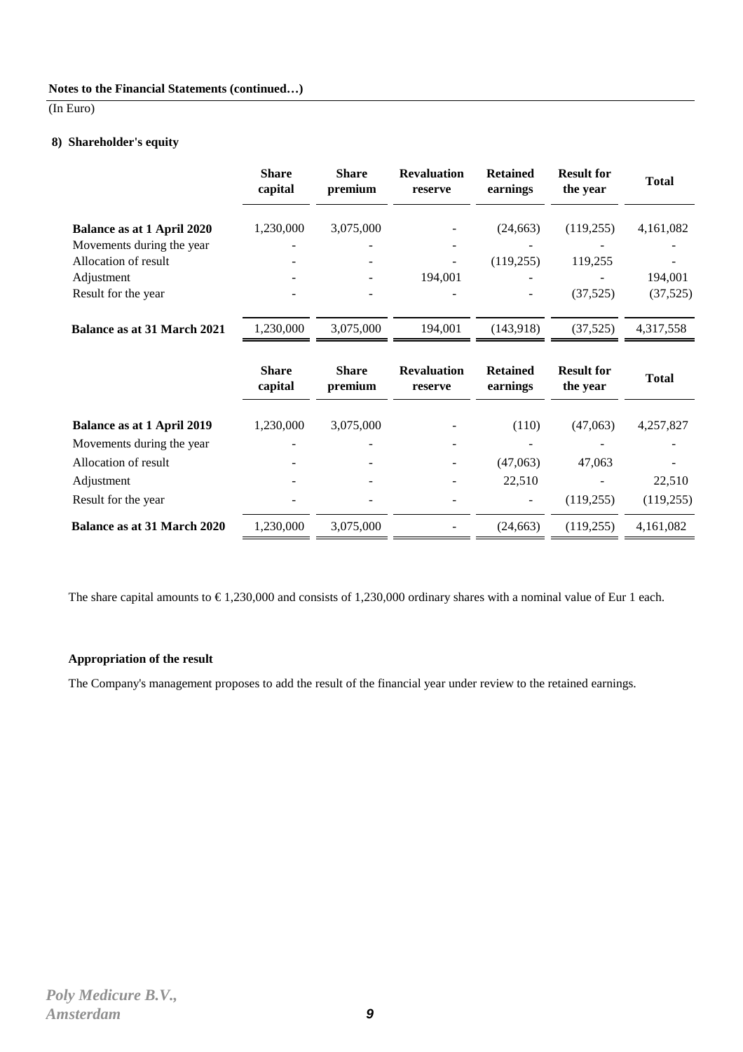**Notes to the Financial Statements (continued…)**

(In Euro)

**8) Shareholder's equity**

| | Share capital | Share premium | Revaluation reserve | Retained earnings | Result for the year | Total |
|---|---|---|---|---|---|---|
| **Balance as at 1 April 2020** | 1,230,000 | 3,075,000 | - | (24,663) | (119,255) | 4,161,082 |
| Movements during the year | - | - | - | - | - | - |
| Allocation of result | - | - | - | (119,255) | 119,255 | - |
| Adjustment | - | - | 194,001 | - | - | 194,001 |
| Result for the year | - | - | - | - | (37,525) | (37,525) |
| **Balance as at 31 March 2021** | 1,230,000 | 3,075,000 | 194,001 | (143,918) | (37,525) | 4,317,558 |

| | Share capital | Share premium | Revaluation reserve | Retained earnings | Result for the year | Total |
|---|---|---|---|---|---|---|
| **Balance as at 1 April 2019** | 1,230,000 | 3,075,000 | - | (110) | (47,063) | 4,257,827 |
| Movements during the year | - | - | - | - | - | - |
| Allocation of result | - | - | - | (47,063) | 47,063 | - |
| Adjustment | - | - | - | 22,510 | - | 22,510 |
| Result for the year | - | - | - | - | (119,255) | (119,255) |
| **Balance as at 31 March 2020** | 1,230,000 | 3,075,000 | - | (24,663) | (119,255) | 4,161,082 |

The share capital amounts to € 1,230,000 and consists of 1,230,000 ordinary shares with a nominal value of Eur 1 each.

**Appropriation of the result**

The Company's management proposes to add the result of the financial year under review to the retained earnings.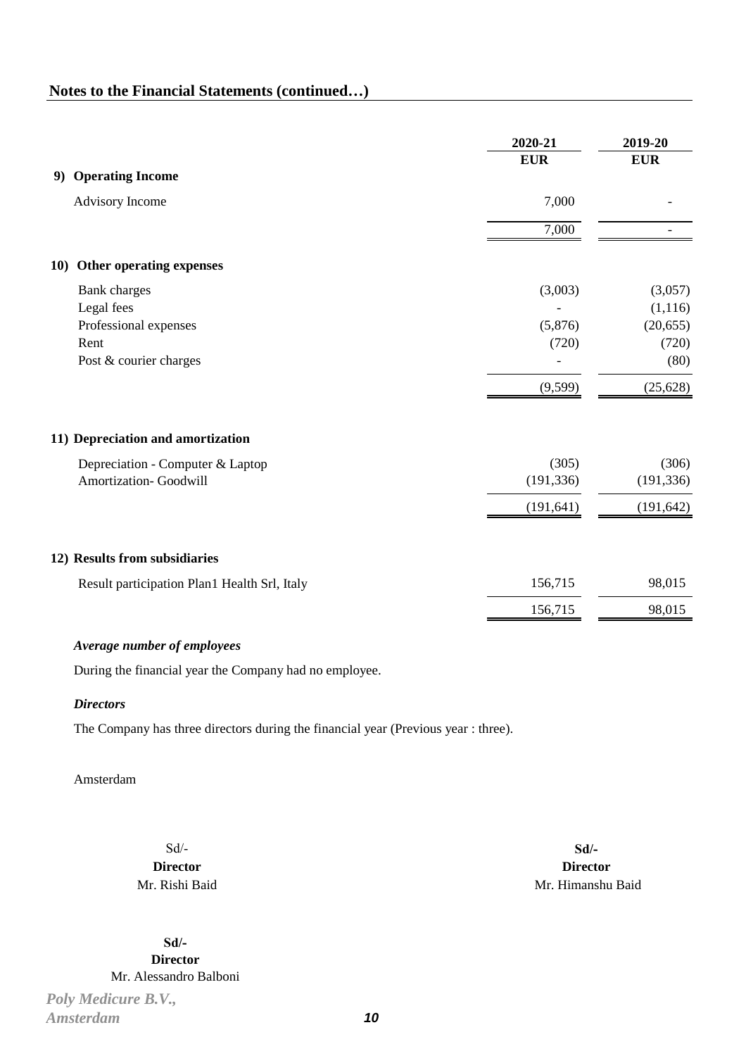## Notes to the Financial Statements (continued…)

| | 2020-21 | 2019-20 |
|---|---|---|
| | EUR | EUR |
| **9) Operating Income** | | |
| Advisory Income | 7,000 | - |
| | 7,000 | - |
| **10) Other operating expenses** | | |
| Bank charges | (3,003) | (3,057) |
| Legal fees | - | (1,116) |
| Professional expenses | (5,876) | (20,655) |
| Rent | (720) | (720) |
| Post & courier charges | - | (80) |
| | (9,599) | (25,628) |
| **11) Depreciation and amortization** | | |
| Depreciation - Computer & Laptop | (305) | (306) |
| Amortization- Goodwill | (191,336) | (191,336) |
| | (191,641) | (191,642) |
| **12) Results from subsidiaries** | | |
| Result participation Plan1 Health Srl, Italy | 156,715 | 98,015 |
| | 156,715 | 98,015 |

***Average number of employees***

During the financial year the Company had no employee.

***Directors***

The Company has three directors during the financial year (Previous year : three).

Amsterdam

Sd/-
**Director**
Mr. Rishi Baid

**Sd/-**
**Director**
Mr. Himanshu Baid

**Sd/-**
**Director**
Mr. Alessandro Balboni

*Poly Medicure B.V.,*
*Amsterdam*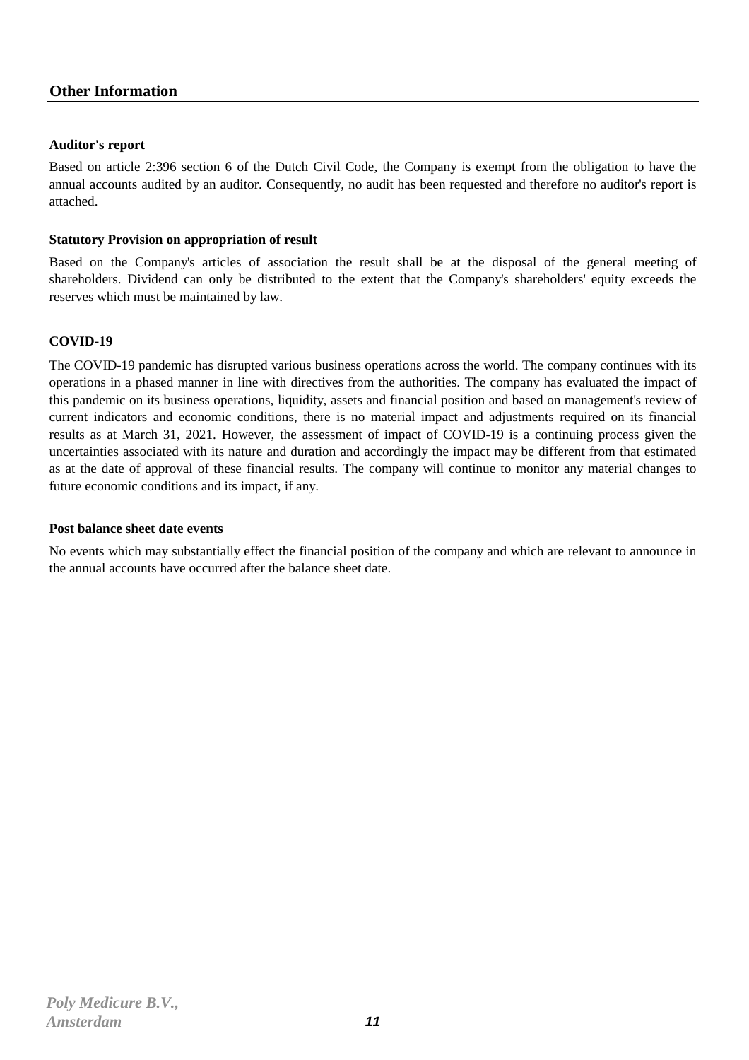## Other Information

### Auditor's report

Based on article 2:396 section 6 of the Dutch Civil Code, the Company is exempt from the obligation to have the annual accounts audited by an auditor. Consequently, no audit has been requested and therefore no auditor's report is attached.

### Statutory Provision on appropriation of result

Based on the Company's articles of association the result shall be at the disposal of the general meeting of shareholders. Dividend can only be distributed to the extent that the Company's shareholders' equity exceeds the reserves which must be maintained by law.

### COVID-19

The COVID-19 pandemic has disrupted various business operations across the world. The company continues with its operations in a phased manner in line with directives from the authorities. The company has evaluated the impact of this pandemic on its business operations, liquidity, assets and financial position and based on management's review of current indicators and economic conditions, there is no material impact and adjustments required on its financial results as at March 31, 2021. However, the assessment of impact of COVID-19 is a continuing process given the uncertainties associated with its nature and duration and accordingly the impact may be different from that estimated as at the date of approval of these financial results. The company will continue to monitor any material changes to future economic conditions and its impact, if any.

### Post balance sheet date events

No events which may substantially effect the financial position of the company and which are relevant to announce in the annual accounts have occurred after the balance sheet date.